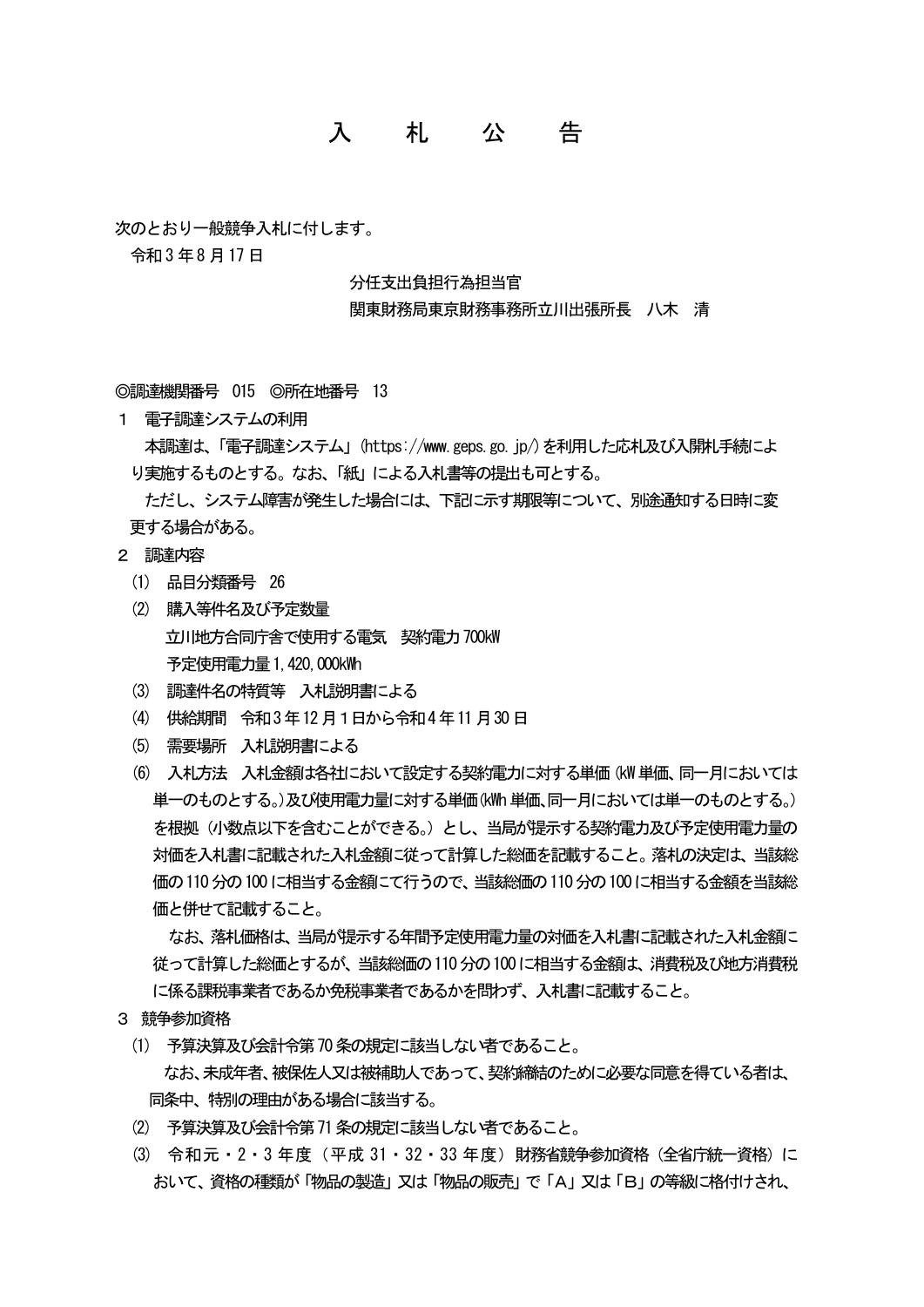# 入　札　公　告

次のとおり一般競争入札に付します。

令和３年８月17日

分任支出負担行為担当官
関東財務局東京財務事務所立川出張所長　八木　清

◎調達機関番号　015　◎所在地番号　13

１　電子調達システムの利用

本調達は、「電子調達システム」(https://www.geps.go.jp/)を利用した応札及び入開札手続により実施するものとする。なお、「紙」による入札書等の提出も可とする。

ただし、システム障害が発生した場合には、下記に示す期限等について、別途通知する日時に変更する場合がある。

２　調達内容

(1)　品目分類番号　26

(2)　購入等件名及び予定数量

立川地方合同庁舎で使用する電気　契約電力700kW

予定使用電力量1,420,000kWh

(3)　調達件名の特質等　入札説明書による

(4)　供給期間　令和３年12月１日から令和４年11月30日

(5)　需要場所　入札説明書による

(6)　入札方法　入札金額は各社において設定する契約電力に対する単価（kW単価、同一月においては単一のものとする。）及び使用電力量に対する単価(kWh単価、同一月においては単一のものとする。)を根拠（小数点以下を含むことができる。）とし、当局が提示する契約電力及び予定使用電力量の対価を入札書に記載された入札金額に従って計算した総価を記載すること。落札の決定は、当該総価の110分の100に相当する金額にて行うので、当該総価の110分の100に相当する金額を当該総価と併せて記載すること。

なお、落札価格は、当局が提示する年間予定使用電力量の対価を入札書に記載された入札金額に従って計算した総価とするが、当該総価の110分の100に相当する金額は、消費税及び地方消費税に係る課税事業者であるか免税事業者であるかを問わず、入札書に記載すること。

３　競争参加資格

(1)　予算決算及び会計令第70条の規定に該当しない者であること。

なお、未成年者、被保佐人又は被補助人であって、契約締結のために必要な同意を得ている者は、同条中、特別の理由がある場合に該当する。

(2)　予算決算及び会計令第71条の規定に該当しない者であること。

(3)　令和元・2・3年度（平成31・32・33年度）財務省競争参加資格（全省庁統一資格）において、資格の種類が「物品の製造」又は「物品の販売」で「Ａ」又は「Ｂ」の等級に格付けされ、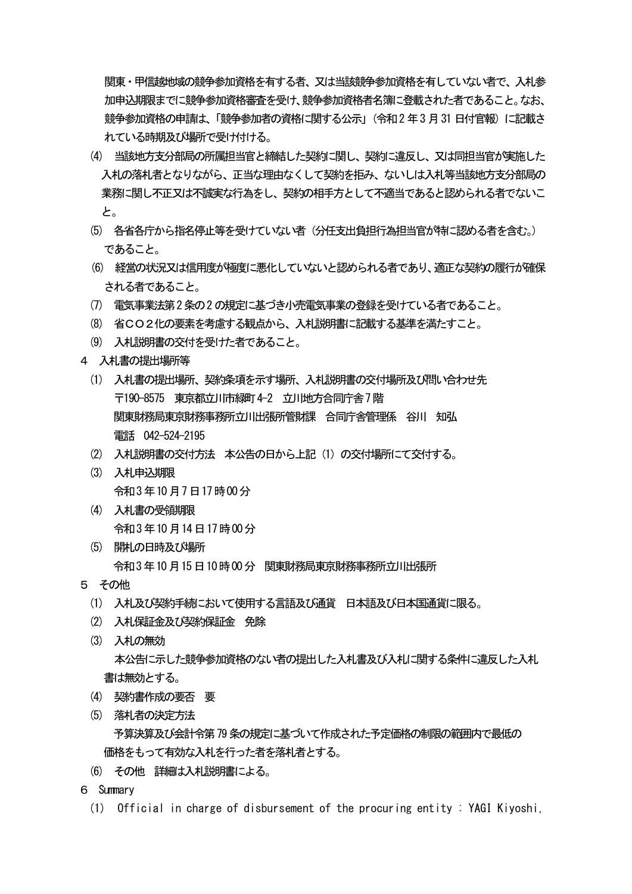関東・甲信越地域の競争参加資格を有する者、又は当該競争参加資格を有していない者で、入札参加申込期限までに競争参加資格審査を受け、競争参加資格者名簿に登載された者であること。なお、競争参加資格の申請は、「競争参加者の資格に関する公示」（令和２年３月31日付官報）に記載されている時期及び場所で受け付ける。

⑷ 当該地方支分部局の所属担当官と締結した契約に関し、契約に違反し、又は同担当官が実施した入札の落札者となりながら、正当な理由なくして契約を拒み、ないしは入札等当該地方支分部局の業務に関し不正又は不誠実な行為をし、契約の相手方として不適当であると認められる者でないこと。

⑸ 各省各庁から指名停止等を受けていない者（分任支出負担行為担当官が特に認める者を含む。）であること。

⑹ 経営の状況又は信用度が極度に悪化していないと認められる者であり、適正な契約の履行が確保される者であること。

⑺ 電気事業法第２条の２の規定に基づき小売電気事業の登録を受けている者であること。

⑻ 省ＣＯ２化の要素を考慮する観点から、入札説明書に記載する基準を満たすこと。

⑼ 入札説明書の交付を受けた者であること。

４ 入札書の提出場所等

⑴ 入札書の提出場所、契約条項を示す場所、入札説明書の交付場所及び問い合わせ先
〒190-8575 東京都立川市緑町4-2 立川地方合同庁舎７階
関東財務局東京財務事務所立川出張所管財課 合同庁舎管理係 谷川 知弘
電話 042-524-2195

⑵ 入札説明書の交付方法 本公告の日から上記（1）の交付場所にて交付する。

⑶ 入札申込期限
令和３年10月７日17時00分

⑷ 入札書の受領期限
令和３年10月14日17時00分

⑸ 開札の日時及び場所
令和３年10月15日10時00分 関東財務局東京財務事務所立川出張所

５ その他

⑴ 入札及び契約手続において使用する言語及び通貨 日本語及び日本国通貨に限る。

⑵ 入札保証金及び契約保証金 免除

⑶ 入札の無効
本公告に示した競争参加資格のない者の提出した入札書及び入札に関する条件に違反した入札書は無効とする。

⑷ 契約書作成の要否 要

⑸ 落札者の決定方法
予算決算及び会計令第79条の規定に基づいて作成された予定価格の制限の範囲内で最低の価格をもって有効な入札を行った者を落札者とする。

⑹ その他 詳細は入札説明書による。

６ Summary

⑴ Official in charge of disbursement of the procuring entity : YAGI Kiyoshi,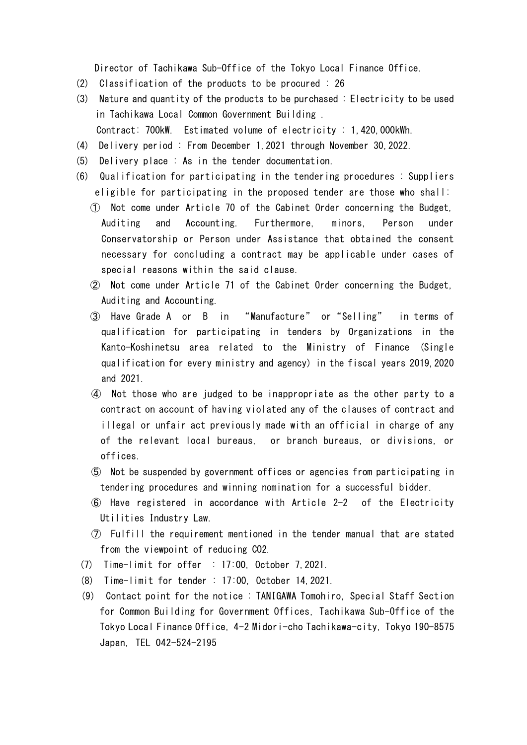Director of Tachikawa Sub-Office of the Tokyo Local Finance Office.

(2) Classification of the products to be procured : 26

(3) Nature and quantity of the products to be purchased : Electricity to be used in Tachikawa Local Common Government Building .
Contract: 700kW. Estimated volume of electricity : 1,420,000kWh.

(4) Delivery period : From December 1,2021 through November 30,2022.

(5) Delivery place : As in the tender documentation.

(6) Qualification for participating in the tendering procedures : Suppliers eligible for participating in the proposed tender are those who shall:

① Not come under Article 70 of the Cabinet Order concerning the Budget, Auditing and Accounting. Furthermore, minors, Person under Conservatorship or Person under Assistance that obtained the consent necessary for concluding a contract may be applicable under cases of special reasons within the said clause.

② Not come under Article 71 of the Cabinet Order concerning the Budget, Auditing and Accounting.

③ Have Grade A or B in "Manufacture" or "Selling" in terms of qualification for participating in tenders by Organizations in the Kanto-Koshinetsu area related to the Ministry of Finance (Single qualification for every ministry and agency) in the fiscal years 2019,2020 and 2021.

④ Not those who are judged to be inappropriate as the other party to a contract on account of having violated any of the clauses of contract and illegal or unfair act previously made with an official in charge of any of the relevant local bureaus, or branch bureaus, or divisions, or offices.

⑤ Not be suspended by government offices or agencies from participating in tendering procedures and winning nomination for a successful bidder.

⑥ Have registered in accordance with Article 2-2 of the Electricity Utilities Industry Law.

⑦ Fulfill the requirement mentioned in the tender manual that are stated from the viewpoint of reducing $CO_2$.

(7) Time-limit for offer : 17:00, October 7,2021.

(8) Time-limit for tender : 17:00, October 14,2021.

(9) Contact point for the notice : TANIGAWA Tomohiro, Special Staff Section for Common Building for Government Offices, Tachikawa Sub-Office of the Tokyo Local Finance Office, 4-2 Midori-cho Tachikawa-city, Tokyo 190-8575 Japan, TEL 042-524-2195